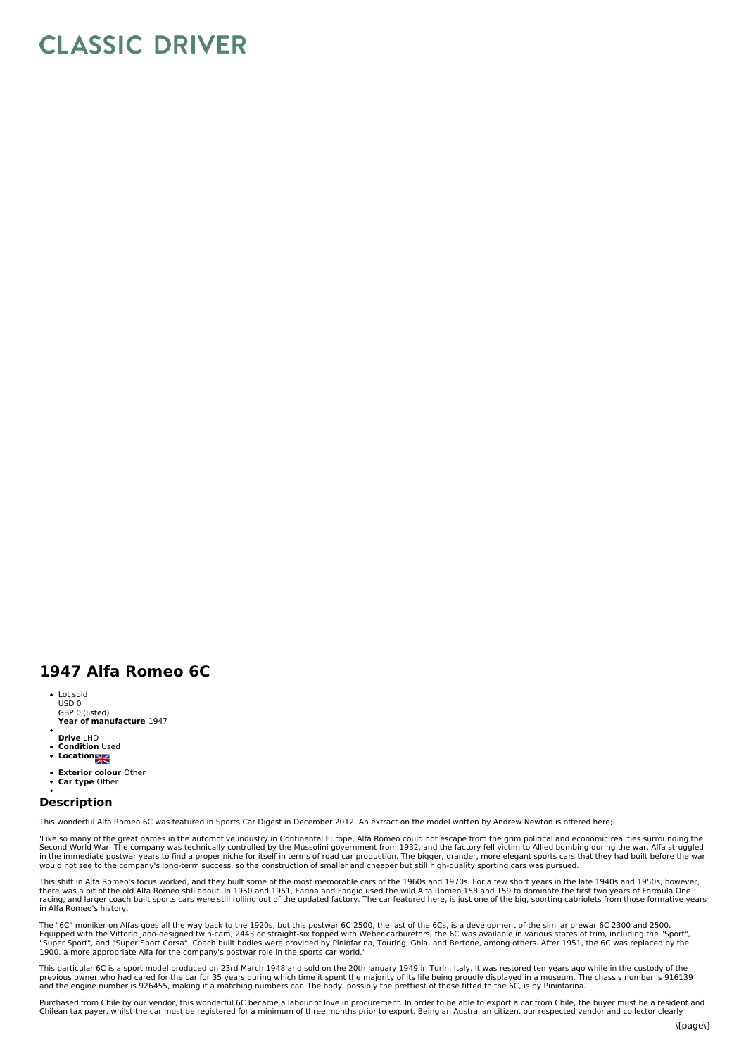# CLASSIC DRIVER

## 1947 Alfa Romeo 6C

- Lot sold
  USD 0
  GBP 0 (listed)
  **Year of manufacture** 1947
- 
  **Drive** LHD
- **Condition** Used
- **Location**
- **Exterior colour** Other
- **Car type** Other
- 

### Description

This wonderful Alfa Romeo 6C was featured in Sports Car Digest in December 2012. An extract on the model written by Andrew Newton is offered here;

'Like so many of the great names in the automotive industry in Continental Europe, Alfa Romeo could not escape from the grim political and economic realities surrounding the Second World War. The company was technically controlled by the Mussolini government from 1932, and the factory fell victim to Allied bombing during the war. Alfa struggled in the immediate postwar years to find a proper niche for itself in terms of road car production. The bigger, grander, more elegant sports cars that they had built before the war would not see to the company's long-term success, so the construction of smaller and cheaper but still high-quality sporting cars was pursued.

This shift in Alfa Romeo's focus worked, and they built some of the most memorable cars of the 1960s and 1970s. For a few short years in the late 1940s and 1950s, however, there was a bit of the old Alfa Romeo still about. In 1950 and 1951, Farina and Fangio used the wild Alfa Romeo 158 and 159 to dominate the first two years of Formula One racing, and larger coach built sports cars were still rolling out of the updated factory. The car featured here, is just one of the big, sporting cabriolets from those formative years in Alfa Romeo's history.

The "6C" moniker on Alfas goes all the way back to the 1920s, but this postwar 6C 2500, the last of the 6Cs, is a development of the similar prewar 6C 2300 and 2500. Equipped with the Vittorio Jano-designed twin-cam, 2443 cc straight-six topped with Weber carburetors, the 6C was available in various states of trim, including the "Sport", "Super Sport", and "Super Sport Corsa". Coach built bodies were provided by Pininfarina, Touring, Ghia, and Bertone, among others. After 1951, the 6C was replaced by the 1900, a more appropriate Alfa for the company's postwar role in the sports car world.'

This particular 6C is a sport model produced on 23rd March 1948 and sold on the 20th January 1949 in Turin, Italy. It was restored ten years ago while in the custody of the previous owner who had cared for the car for 35 years during which time it spent the majority of its life being proudly displayed in a museum. The chassis number is 916139 and the engine number is 926455, making it a matching numbers car. The body, possibly the prettiest of those fitted to the 6C, is by Pininfarina.

Purchased from Chile by our vendor, this wonderful 6C became a labour of love in procurement. In order to be able to export a car from Chile, the buyer must be a resident and Chilean tax payer, whilst the car must be registered for a minimum of three months prior to export. Being an Australian citizen, our respected vendor and collector clearly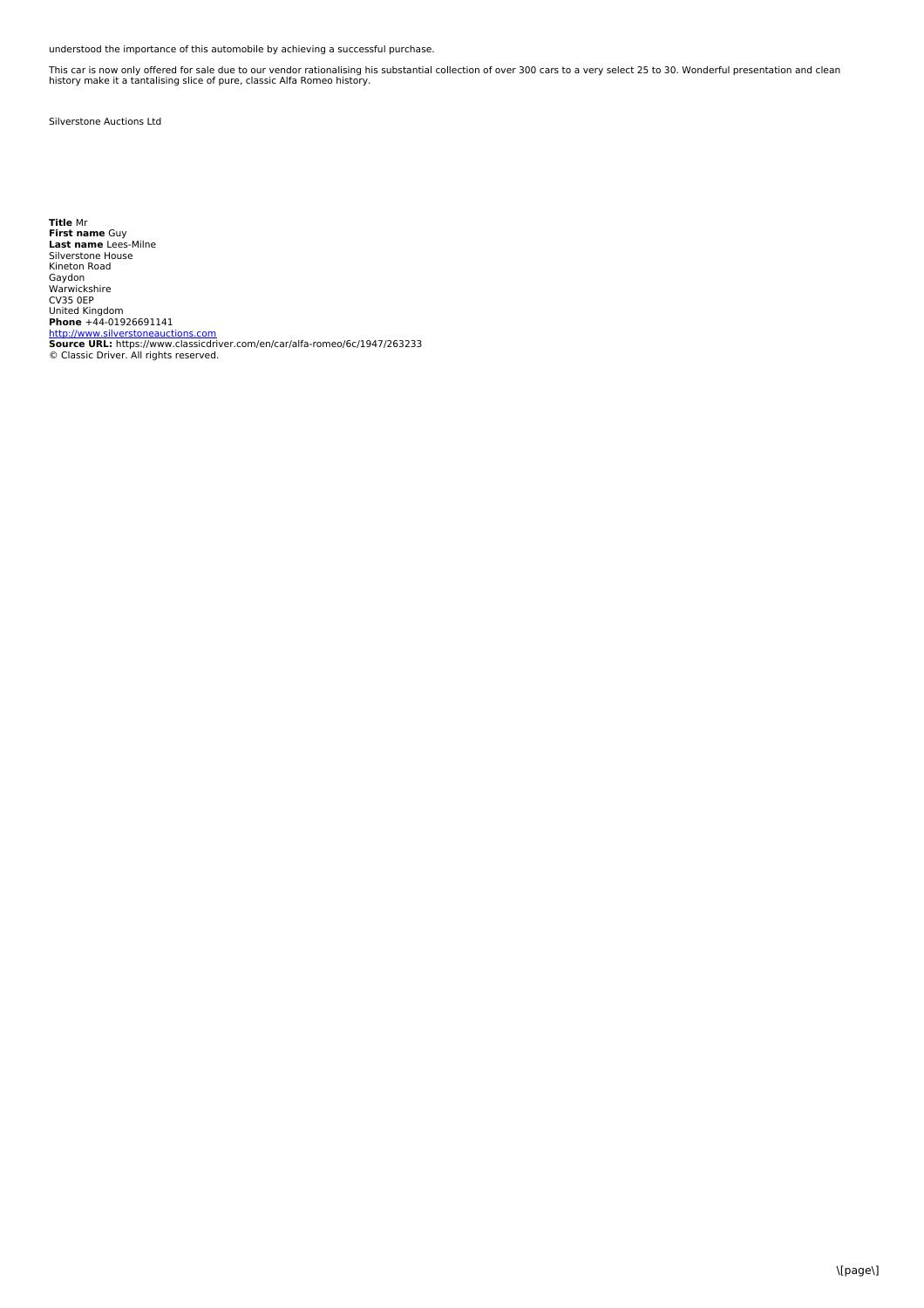understood the importance of this automobile by achieving a successful purchase.

This car is now only offered for sale due to our vendor rationalising his substantial collection of over 300 cars to a very select 25 to 30. Wonderful presentation and clean history make it a tantalising slice of pure, classic Alfa Romeo history.

Silverstone Auctions Ltd

**Title** Mr
**First name** Guy
**Last name** Lees-Milne
Silverstone House
Kineton Road
Gaydon
Warwickshire
CV35 0EP
United Kingdom
**Phone** +44-01926691141
[http://www.silverstoneauctions.com](http://www.silverstoneauctions.com)
**Source URL:** https://www.classicdriver.com/en/car/alfa-romeo/6c/1947/263233
© Classic Driver. All rights reserved.